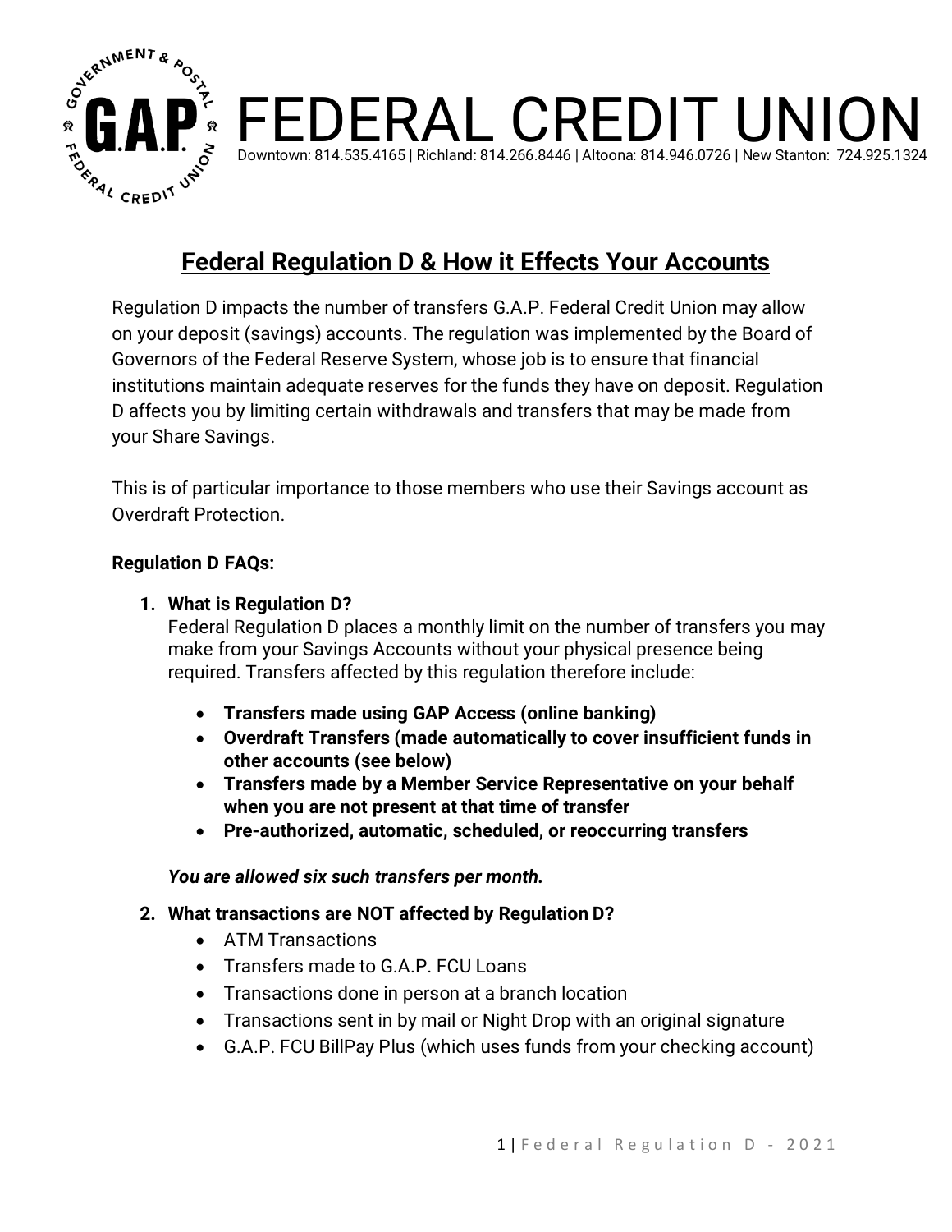# G.A.P. FEDERAL CREDIT UNION

Downtown: 814.535.4165 | Richland: 814.266.8446 | Altoona: 814.946.0726 | New Stanton: 724.925.1324

## Federal Regulation D & How it Effects Your Accounts

Regulation D impacts the number of transfers G.A.P. Federal Credit Union may allow on your deposit (savings) accounts. The regulation was implemented by the Board of Governors of the Federal Reserve System, whose job is to ensure that financial institutions maintain adequate reserves for the funds they have on deposit. Regulation D affects you by limiting certain withdrawals and transfers that may be made from your Share Savings.

This is of particular importance to those members who use their Savings account as Overdraft Protection.

**Regulation D FAQs:**

1. **What is Regulation D?**
   Federal Regulation D places a monthly limit on the number of transfers you may make from your Savings Accounts without your physical presence being required. Transfers affected by this regulation therefore include:

   - **Transfers made using GAP Access (online banking)**
   - **Overdraft Transfers (made automatically to cover insufficient funds in other accounts (see below)**
   - **Transfers made by a Member Service Representative on your behalf when you are not present at that time of transfer**
   - **Pre-authorized, automatic, scheduled, or reoccurring transfers**

   ***You are allowed six such transfers per month.***

2. **What transactions are NOT affected by Regulation D?**
   - ATM Transactions
   - Transfers made to G.A.P. FCU Loans
   - Transactions done in person at a branch location
   - Transactions sent in by mail or Night Drop with an original signature
   - G.A.P. FCU BillPay Plus (which uses funds from your checking account)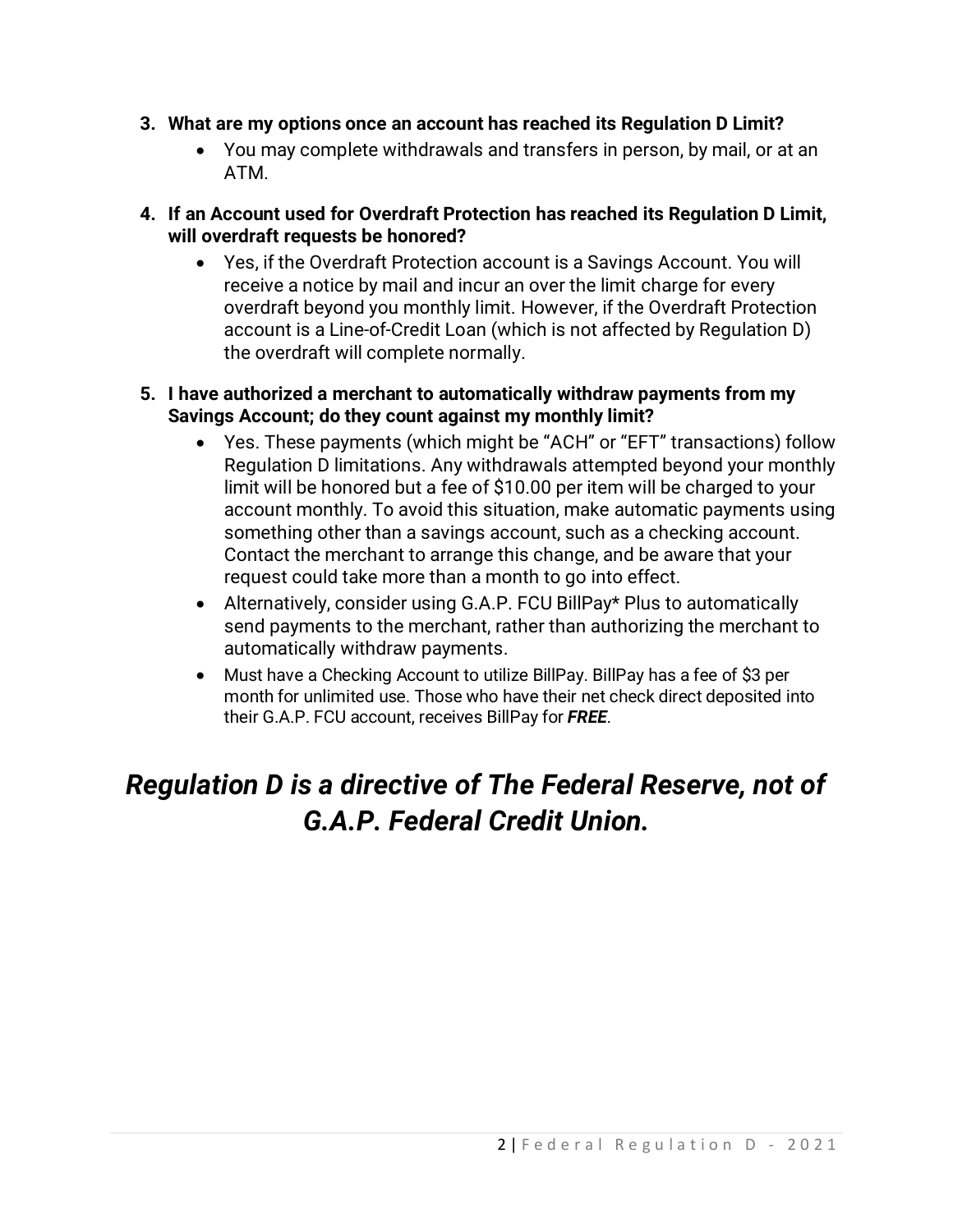3. **What are my options once an account has reached its Regulation D Limit?**
    - You may complete withdrawals and transfers in person, by mail, or at an ATM.

4. **If an Account used for Overdraft Protection has reached its Regulation D Limit, will overdraft requests be honored?**
    - Yes, if the Overdraft Protection account is a Savings Account. You will receive a notice by mail and incur an over the limit charge for every overdraft beyond you monthly limit. However, if the Overdraft Protection account is a Line-of-Credit Loan (which is not affected by Regulation D) the overdraft will complete normally.

5. **I have authorized a merchant to automatically withdraw payments from my Savings Account; do they count against my monthly limit?**
    - Yes. These payments (which might be "ACH" or "EFT" transactions) follow Regulation D limitations. Any withdrawals attempted beyond your monthly limit will be honored but a fee of $10.00 per item will be charged to your account monthly. To avoid this situation, make automatic payments using something other than a savings account, such as a checking account. Contact the merchant to arrange this change, and be aware that your request could take more than a month to go into effect.
    - Alternatively, consider using G.A.P. FCU BillPay* Plus to automatically send payments to the merchant, rather than authorizing the merchant to automatically withdraw payments.
    - Must have a Checking Account to utilize BillPay. BillPay has a fee of $3 per month for unlimited use. Those who have their net check direct deposited into their G.A.P. FCU account, receives BillPay for ***FREE***.

## *Regulation D is a directive of The Federal Reserve, not of G.A.P. Federal Credit Union.*